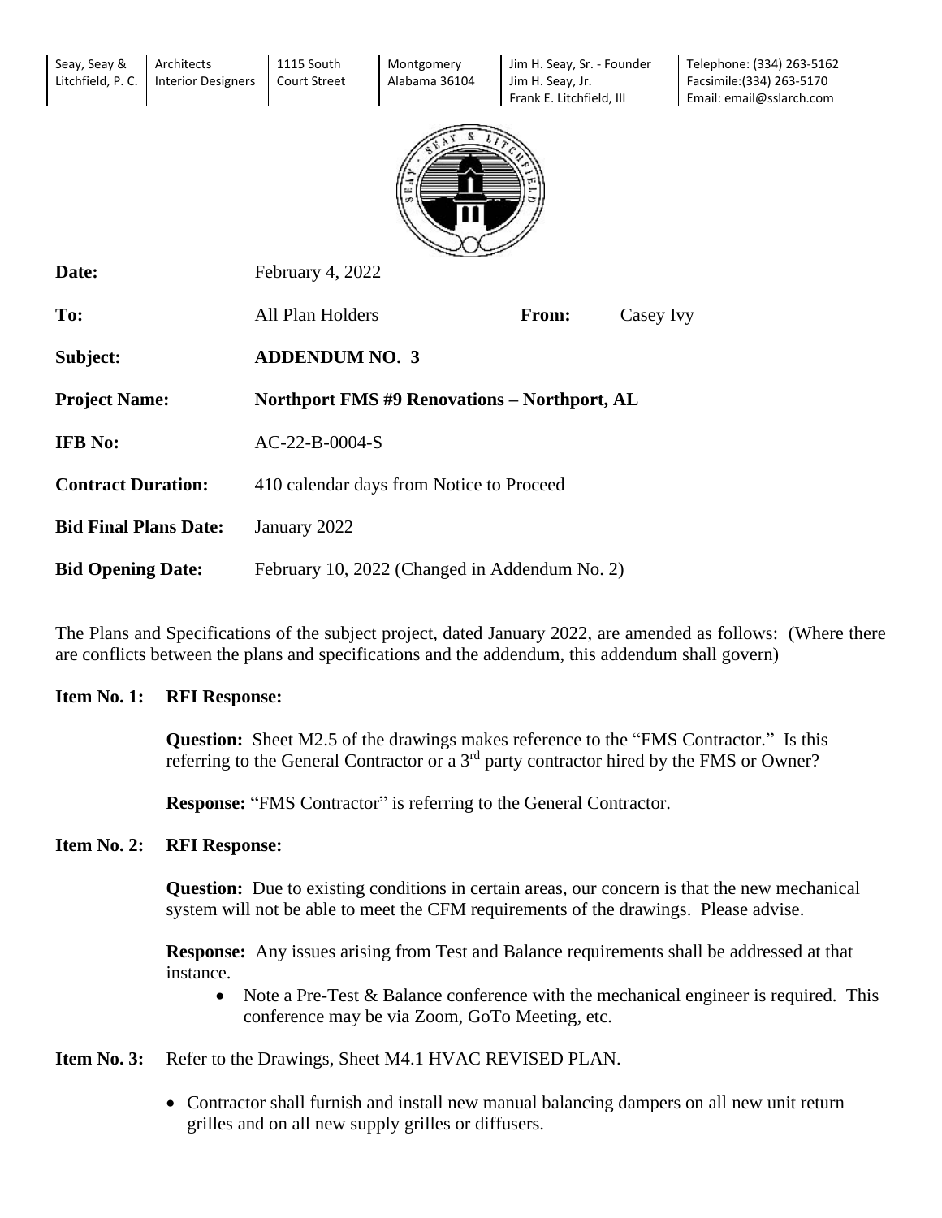| Seay, Seay & Litchfield, P. C. | Architects Interior Designers | 1115 South Court Street | Montgomery Alabama 36104 | Jim H. Seay, Sr. - Founder Jim H. Seay, Jr. Frank E. Litchfield, III | Telephone: (334) 263-5162 Facsimile:(334) 263-5170 Email: email@sslarch.com |
|---|---|---|---|---|---|

**Date:** February 4, 2022

**To:** All Plan Holders **From:** Casey Ivy

**Subject:** **ADDENDUM NO. 3**

**Project Name:** **Northport FMS #9 Renovations – Northport, AL**

**IFB No:** AC-22-B-0004-S

**Contract Duration:** 410 calendar days from Notice to Proceed

**Bid Final Plans Date:** January 2022

**Bid Opening Date:** February 10, 2022 (Changed in Addendum No. 2)

The Plans and Specifications of the subject project, dated January 2022, are amended as follows: (Where there are conflicts between the plans and specifications and the addendum, this addendum shall govern)

**Item No. 1: RFI Response:**

**Question:** Sheet M2.5 of the drawings makes reference to the "FMS Contractor." Is this referring to the General Contractor or a 3rd party contractor hired by the FMS or Owner?

**Response:** "FMS Contractor" is referring to the General Contractor.

**Item No. 2: RFI Response:**

**Question:** Due to existing conditions in certain areas, our concern is that the new mechanical system will not be able to meet the CFM requirements of the drawings. Please advise.

**Response:** Any issues arising from Test and Balance requirements shall be addressed at that instance.

- Note a Pre-Test & Balance conference with the mechanical engineer is required. This conference may be via Zoom, GoTo Meeting, etc.

**Item No. 3:** Refer to the Drawings, Sheet M4.1 HVAC REVISED PLAN.

- Contractor shall furnish and install new manual balancing dampers on all new unit return grilles and on all new supply grilles or diffusers.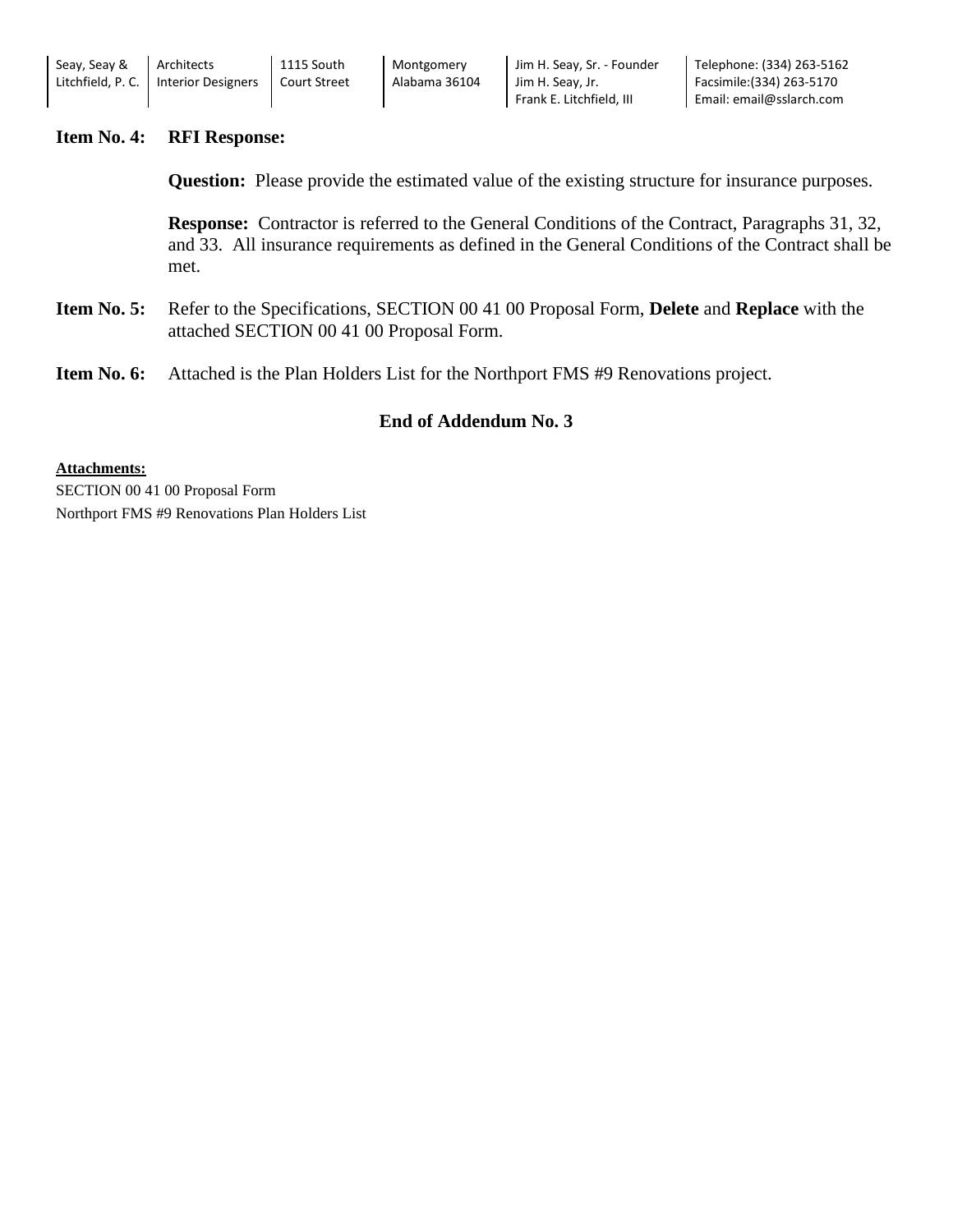**Item No. 4: RFI Response:**

**Question:** Please provide the estimated value of the existing structure for insurance purposes.

**Response:** Contractor is referred to the General Conditions of the Contract, Paragraphs 31, 32, and 33. All insurance requirements as defined in the General Conditions of the Contract shall be met.

**Item No. 5:** Refer to the Specifications, SECTION 00 41 00 Proposal Form, **Delete** and **Replace** with the attached SECTION 00 41 00 Proposal Form.

**Item No. 6:** Attached is the Plan Holders List for the Northport FMS #9 Renovations project.

## End of Addendum No. 3

**Attachments:**

SECTION 00 41 00 Proposal Form

Northport FMS #9 Renovations Plan Holders List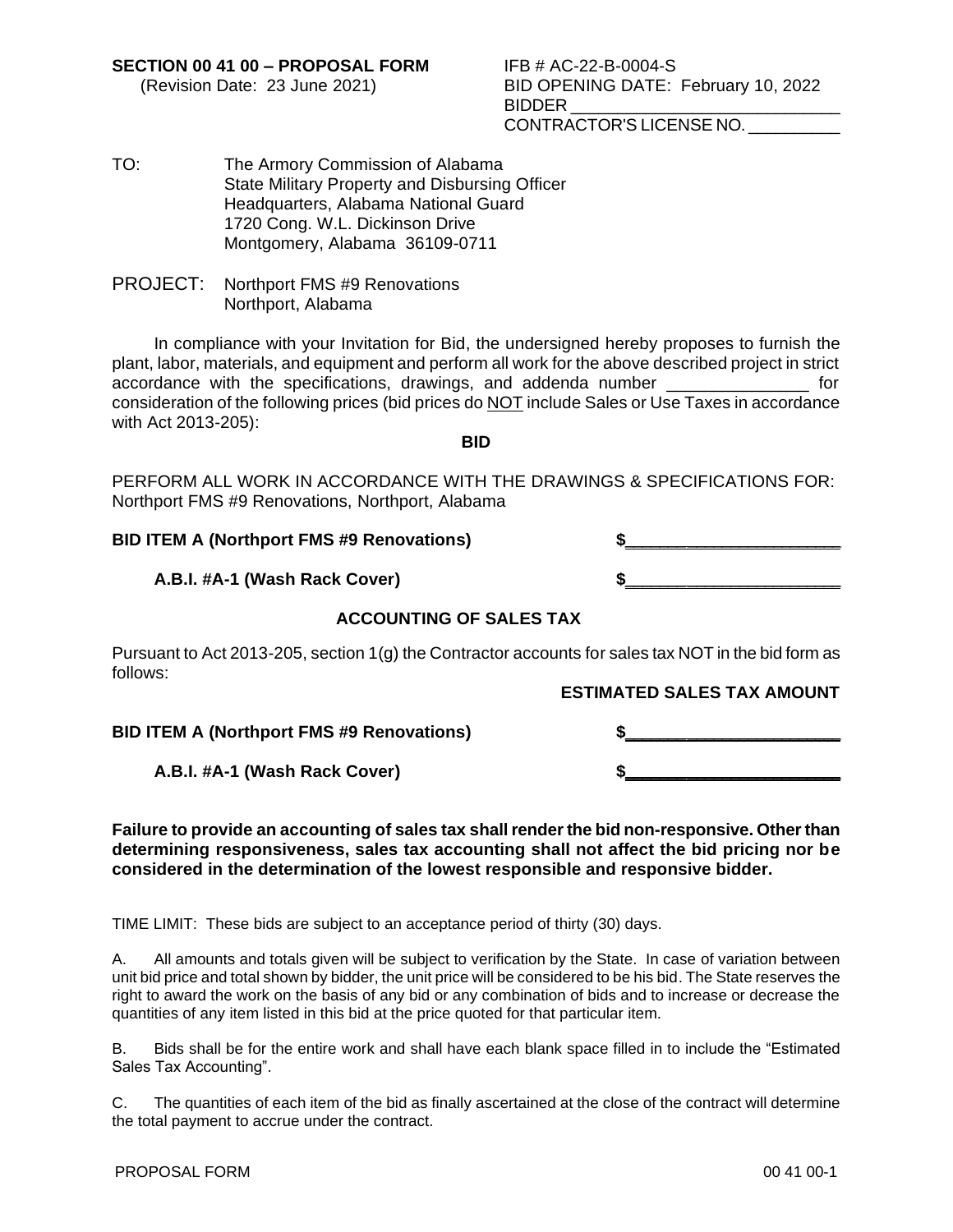**SECTION 00 41 00 – PROPOSAL FORM**
(Revision Date: 23 June 2021)

IFB # AC-22-B-0004-S
BID OPENING DATE: February 10, 2022
BIDDER ____________________________
CONTRACTOR'S LICENSE NO. __________

TO: The Armory Commission of Alabama
State Military Property and Disbursing Officer
Headquarters, Alabama National Guard
1720 Cong. W.L. Dickinson Drive
Montgomery, Alabama 36109-0711

PROJECT: Northport FMS #9 Renovations
Northport, Alabama

In compliance with your Invitation for Bid, the undersigned hereby proposes to furnish the plant, labor, materials, and equipment and perform all work for the above described project in strict accordance with the specifications, drawings, and addenda number _______________ for consideration of the following prices (bid prices do NOT include Sales or Use Taxes in accordance with Act 2013-205):

**BID**

PERFORM ALL WORK IN ACCORDANCE WITH THE DRAWINGS & SPECIFICATIONS FOR: Northport FMS #9 Renovations, Northport, Alabama

**BID ITEM A (Northport FMS #9 Renovations)** **$______________________**

**A.B.I. #A-1 (Wash Rack Cover)** **$______________________**

**ACCOUNTING OF SALES TAX**

Pursuant to Act 2013-205, section 1(g) the Contractor accounts for sales tax NOT in the bid form as follows:

**ESTIMATED SALES TAX AMOUNT**

**BID ITEM A (Northport FMS #9 Renovations)** **$______________________**

**A.B.I. #A-1 (Wash Rack Cover)** **$______________________**

**Failure to provide an accounting of sales tax shall render the bid non-responsive. Other than determining responsiveness, sales tax accounting shall not affect the bid pricing nor be considered in the determination of the lowest responsible and responsive bidder.**

TIME LIMIT: These bids are subject to an acceptance period of thirty (30) days.

A. All amounts and totals given will be subject to verification by the State. In case of variation between unit bid price and total shown by bidder, the unit price will be considered to be his bid. The State reserves the right to award the work on the basis of any bid or any combination of bids and to increase or decrease the quantities of any item listed in this bid at the price quoted for that particular item.

B. Bids shall be for the entire work and shall have each blank space filled in to include the "Estimated Sales Tax Accounting".

C. The quantities of each item of the bid as finally ascertained at the close of the contract will determine the total payment to accrue under the contract.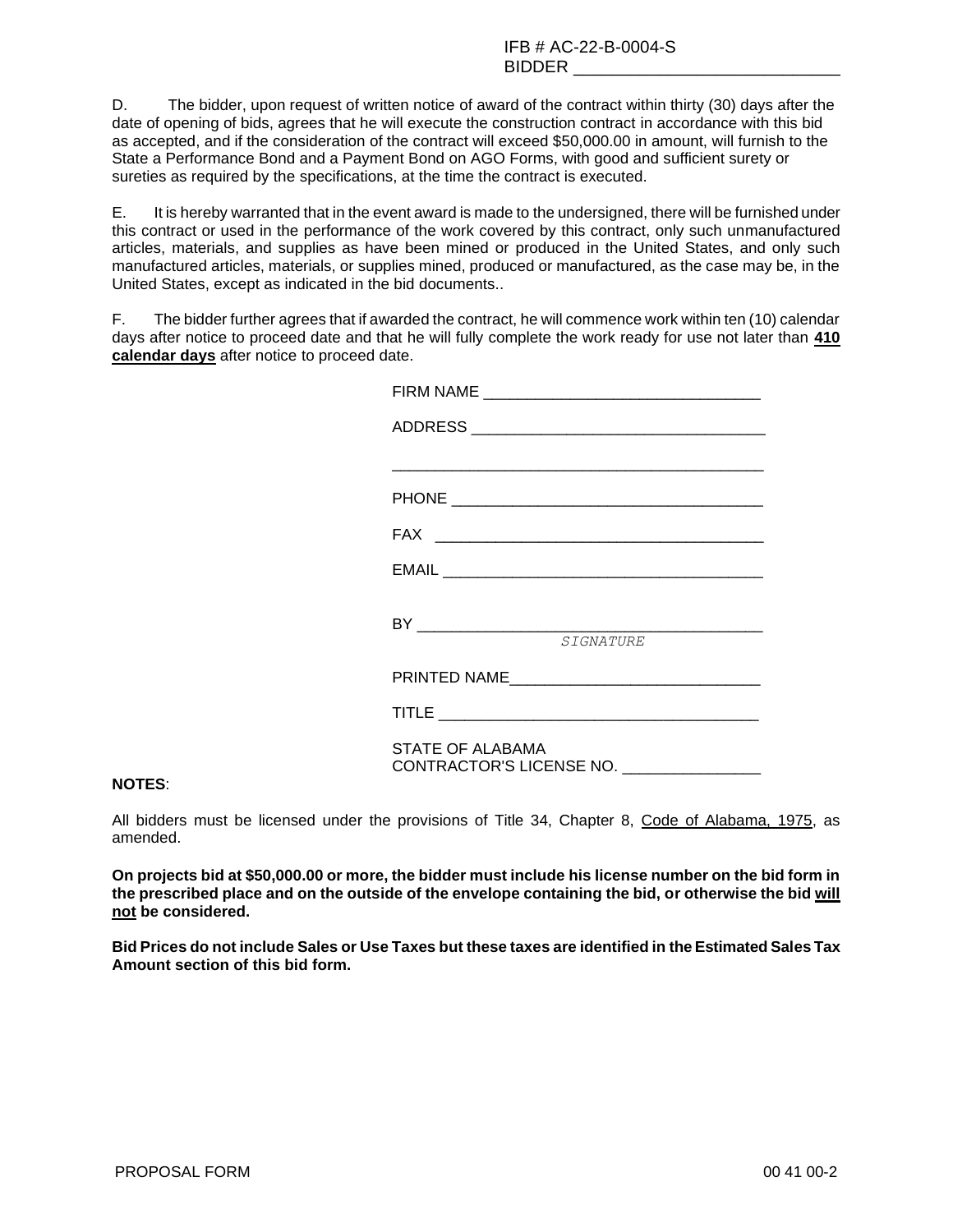IFB # AC-22-B-0004-S
BIDDER ____________________________

D. The bidder, upon request of written notice of award of the contract within thirty (30) days after the date of opening of bids, agrees that he will execute the construction contract in accordance with this bid as accepted, and if the consideration of the contract will exceed $50,000.00 in amount, will furnish to the State a Performance Bond and a Payment Bond on AGO Forms, with good and sufficient surety or sureties as required by the specifications, at the time the contract is executed.

E. It is hereby warranted that in the event award is made to the undersigned, there will be furnished under this contract or used in the performance of the work covered by this contract, only such unmanufactured articles, materials, and supplies as have been mined or produced in the United States, and only such manufactured articles, materials, or supplies mined, produced or manufactured, as the case may be, in the United States, except as indicated in the bid documents..

F. The bidder further agrees that if awarded the contract, he will commence work within ten (10) calendar days after notice to proceed date and that he will fully complete the work ready for use not later than **410 calendar days** after notice to proceed date.

FIRM NAME ________________________________

ADDRESS __________________________________

__________________________________________

PHONE ____________________________________

FAX ______________________________________

EMAIL ____________________________________

BY _______________________________________
*SIGNATURE*

PRINTED NAME_____________________________

TITLE ____________________________________

STATE OF ALABAMA
CONTRACTOR'S LICENSE NO. ________________

**NOTES**:

All bidders must be licensed under the provisions of Title 34, Chapter 8, Code of Alabama, 1975, as amended.

**On projects bid at $50,000.00 or more, the bidder must include his license number on the bid form in the prescribed place and on the outside of the envelope containing the bid, or otherwise the bid will not be considered.**

**Bid Prices do not include Sales or Use Taxes but these taxes are identified in the Estimated Sales Tax Amount section of this bid form.**

PROPOSAL FORM 00 41 00-2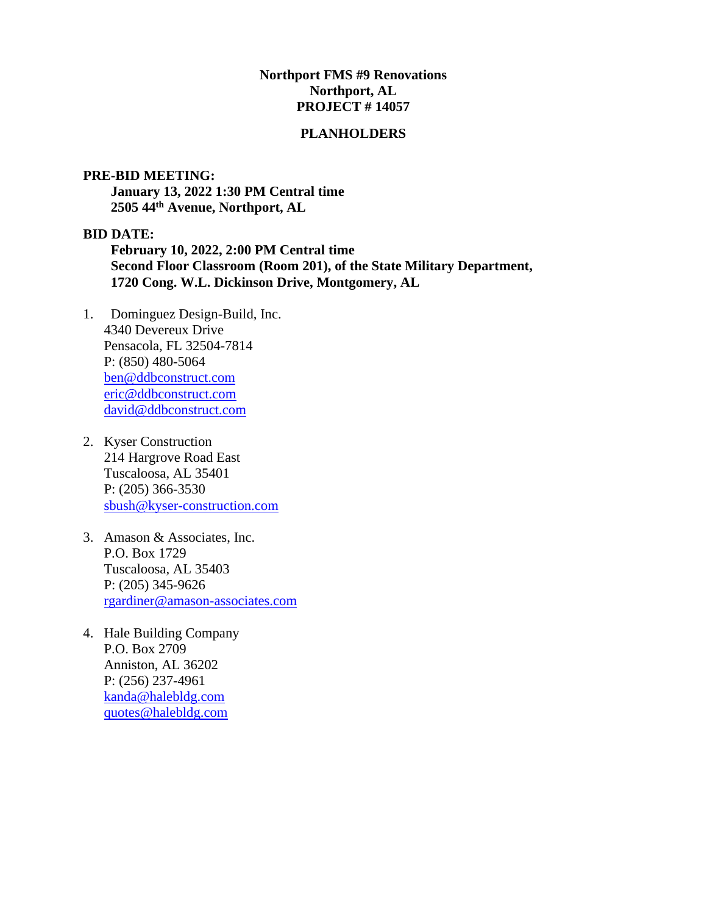**Northport FMS #9 Renovations**
**Northport, AL**
**PROJECT # 14057**

**PLANHOLDERS**

**PRE-BID MEETING:**
**January 13, 2022 1:30 PM Central time**
**2505 44th Avenue, Northport, AL**

**BID DATE:**
**February 10, 2022, 2:00 PM Central time**
**Second Floor Classroom (Room 201), of the State Military Department,**
**1720 Cong. W.L. Dickinson Drive, Montgomery, AL**

1. Dominguez Design-Build, Inc.
   4340 Devereux Drive
   Pensacola, FL 32504-7814
   P: (850) 480-5064
   ben@ddbconstruct.com
   eric@ddbconstruct.com
   david@ddbconstruct.com

2. Kyser Construction
   214 Hargrove Road East
   Tuscaloosa, AL 35401
   P: (205) 366-3530
   sbush@kyser-construction.com

3. Amason & Associates, Inc.
   P.O. Box 1729
   Tuscaloosa, AL 35403
   P: (205) 345-9626
   rgardiner@amason-associates.com

4. Hale Building Company
   P.O. Box 2709
   Anniston, AL 36202
   P: (256) 237-4961
   kanda@halebldg.com
   quotes@halebldg.com